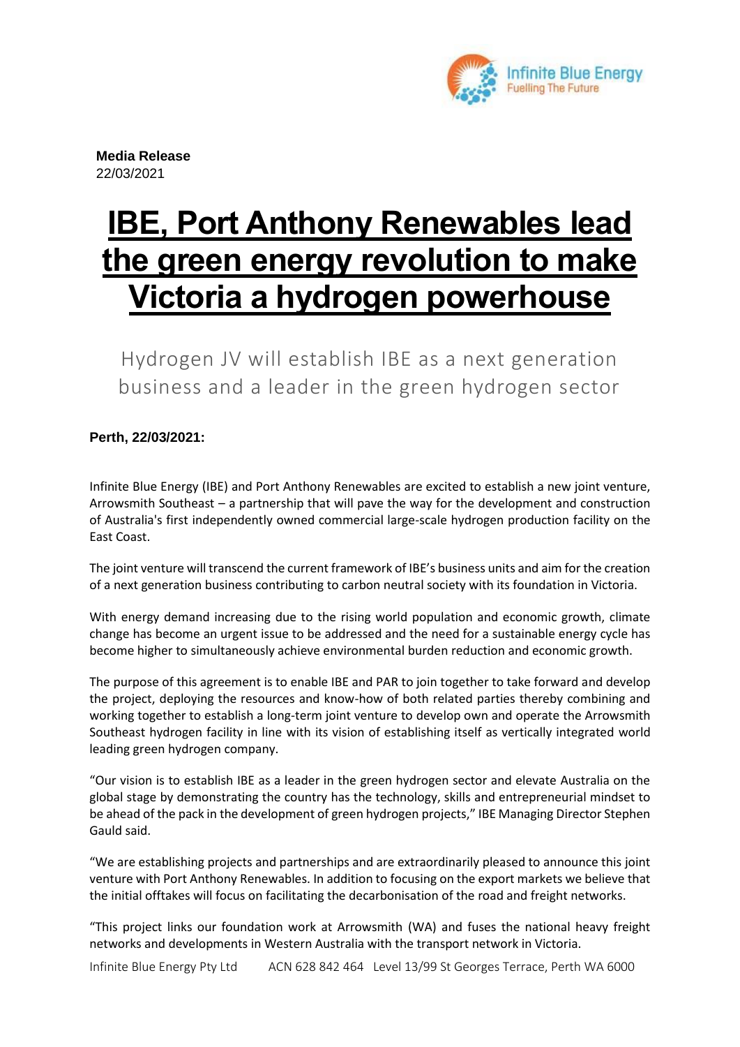**Media Release**
22/03/2021

# IBE, Port Anthony Renewables lead the green energy revolution to make Victoria a hydrogen powerhouse

## Hydrogen JV will establish IBE as a next generation business and a leader in the green hydrogen sector

**Perth, 22/03/2021:**

Infinite Blue Energy (IBE) and Port Anthony Renewables are excited to establish a new joint venture, Arrowsmith Southeast – a partnership that will pave the way for the development and construction of Australia's first independently owned commercial large-scale hydrogen production facility on the East Coast.

The joint venture will transcend the current framework of IBE's business units and aim for the creation of a next generation business contributing to carbon neutral society with its foundation in Victoria.

With energy demand increasing due to the rising world population and economic growth, climate change has become an urgent issue to be addressed and the need for a sustainable energy cycle has become higher to simultaneously achieve environmental burden reduction and economic growth.

The purpose of this agreement is to enable IBE and PAR to join together to take forward and develop the project, deploying the resources and know-how of both related parties thereby combining and working together to establish a long-term joint venture to develop own and operate the Arrowsmith Southeast hydrogen facility in line with its vision of establishing itself as vertically integrated world leading green hydrogen company.

"Our vision is to establish IBE as a leader in the green hydrogen sector and elevate Australia on the global stage by demonstrating the country has the technology, skills and entrepreneurial mindset to be ahead of the pack in the development of green hydrogen projects," IBE Managing Director Stephen Gauld said.

"We are establishing projects and partnerships and are extraordinarily pleased to announce this joint venture with Port Anthony Renewables. In addition to focusing on the export markets we believe that the initial offtakes will focus on facilitating the decarbonisation of the road and freight networks.

"This project links our foundation work at Arrowsmith (WA) and fuses the national heavy freight networks and developments in Western Australia with the transport network in Victoria.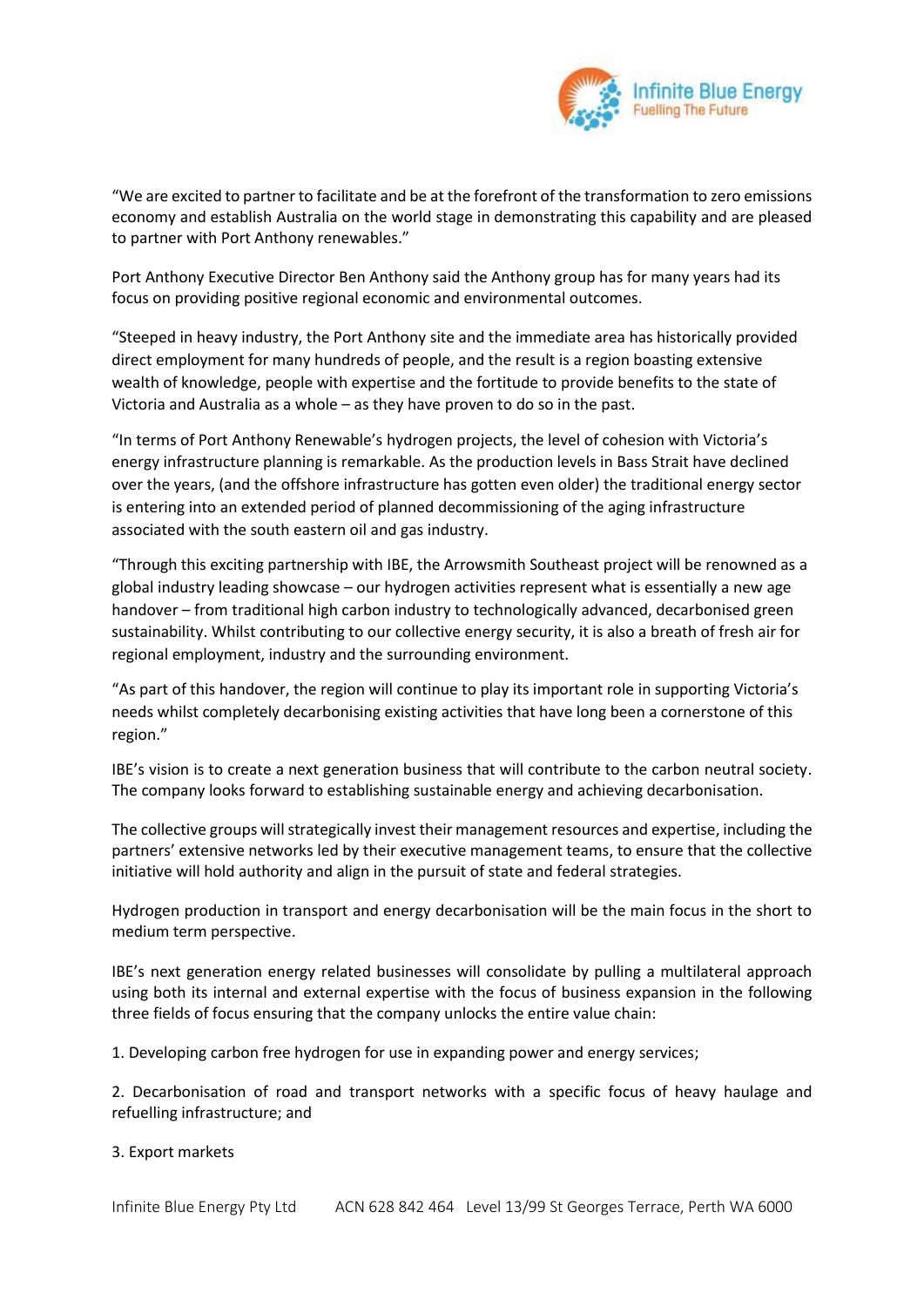"We are excited to partner to facilitate and be at the forefront of the transformation to zero emissions economy and establish Australia on the world stage in demonstrating this capability and are pleased to partner with Port Anthony renewables."

Port Anthony Executive Director Ben Anthony said the Anthony group has for many years had its focus on providing positive regional economic and environmental outcomes.

"Steeped in heavy industry, the Port Anthony site and the immediate area has historically provided direct employment for many hundreds of people, and the result is a region boasting extensive wealth of knowledge, people with expertise and the fortitude to provide benefits to the state of Victoria and Australia as a whole – as they have proven to do so in the past.

"In terms of Port Anthony Renewable's hydrogen projects, the level of cohesion with Victoria's energy infrastructure planning is remarkable. As the production levels in Bass Strait have declined over the years, (and the offshore infrastructure has gotten even older) the traditional energy sector is entering into an extended period of planned decommissioning of the aging infrastructure associated with the south eastern oil and gas industry.

"Through this exciting partnership with IBE, the Arrowsmith Southeast project will be renowned as a global industry leading showcase – our hydrogen activities represent what is essentially a new age handover – from traditional high carbon industry to technologically advanced, decarbonised green sustainability. Whilst contributing to our collective energy security, it is also a breath of fresh air for regional employment, industry and the surrounding environment.

"As part of this handover, the region will continue to play its important role in supporting Victoria's needs whilst completely decarbonising existing activities that have long been a cornerstone of this region."

IBE's vision is to create a next generation business that will contribute to the carbon neutral society. The company looks forward to establishing sustainable energy and achieving decarbonisation.

The collective groups will strategically invest their management resources and expertise, including the partners' extensive networks led by their executive management teams, to ensure that the collective initiative will hold authority and align in the pursuit of state and federal strategies.

Hydrogen production in transport and energy decarbonisation will be the main focus in the short to medium term perspective.

IBE's next generation energy related businesses will consolidate by pulling a multilateral approach using both its internal and external expertise with the focus of business expansion in the following three fields of focus ensuring that the company unlocks the entire value chain:

1. Developing carbon free hydrogen for use in expanding power and energy services;

2. Decarbonisation of road and transport networks with a specific focus of heavy haulage and refuelling infrastructure; and

3. Export markets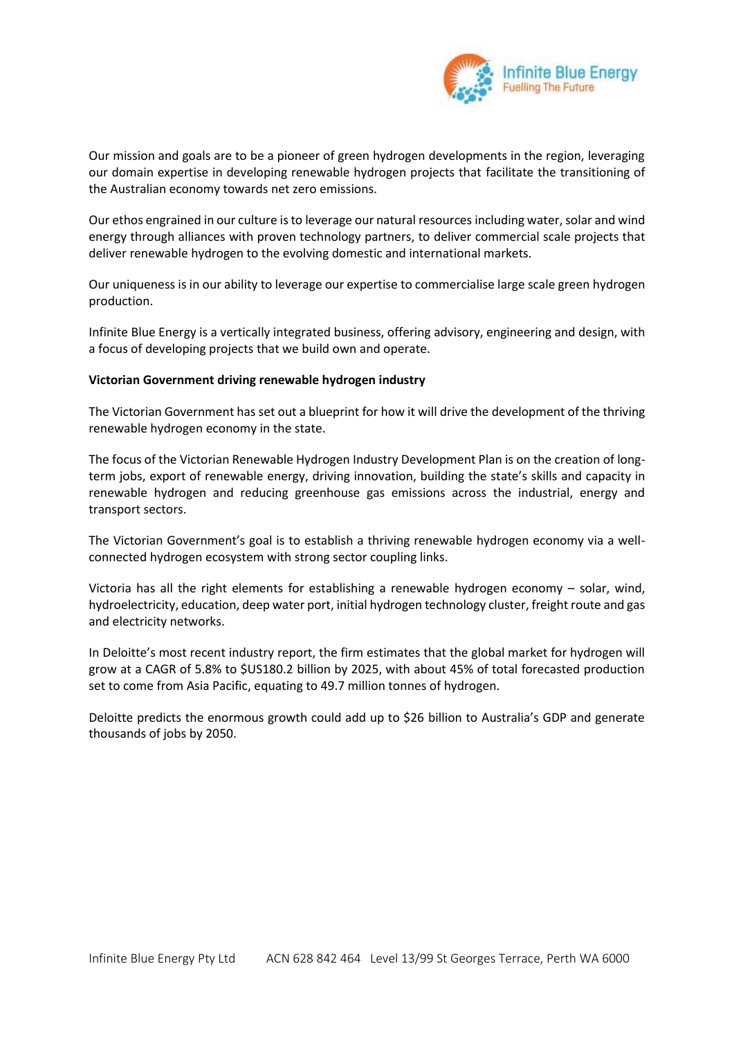Our mission and goals are to be a pioneer of green hydrogen developments in the region, leveraging our domain expertise in developing renewable hydrogen projects that facilitate the transitioning of the Australian economy towards net zero emissions.

Our ethos engrained in our culture is to leverage our natural resources including water, solar and wind energy through alliances with proven technology partners, to deliver commercial scale projects that deliver renewable hydrogen to the evolving domestic and international markets.

Our uniqueness is in our ability to leverage our expertise to commercialise large scale green hydrogen production.

Infinite Blue Energy is a vertically integrated business, offering advisory, engineering and design, with a focus of developing projects that we build own and operate.

**Victorian Government driving renewable hydrogen industry**

The Victorian Government has set out a blueprint for how it will drive the development of the thriving renewable hydrogen economy in the state.

The focus of the Victorian Renewable Hydrogen Industry Development Plan is on the creation of long-term jobs, export of renewable energy, driving innovation, building the state's skills and capacity in renewable hydrogen and reducing greenhouse gas emissions across the industrial, energy and transport sectors.

The Victorian Government's goal is to establish a thriving renewable hydrogen economy via a well-connected hydrogen ecosystem with strong sector coupling links.

Victoria has all the right elements for establishing a renewable hydrogen economy – solar, wind, hydroelectricity, education, deep water port, initial hydrogen technology cluster, freight route and gas and electricity networks.

In Deloitte's most recent industry report, the firm estimates that the global market for hydrogen will grow at a CAGR of 5.8% to $US180.2 billion by 2025, with about 45% of total forecasted production set to come from Asia Pacific, equating to 49.7 million tonnes of hydrogen.

Deloitte predicts the enormous growth could add up to $26 billion to Australia's GDP and generate thousands of jobs by 2050.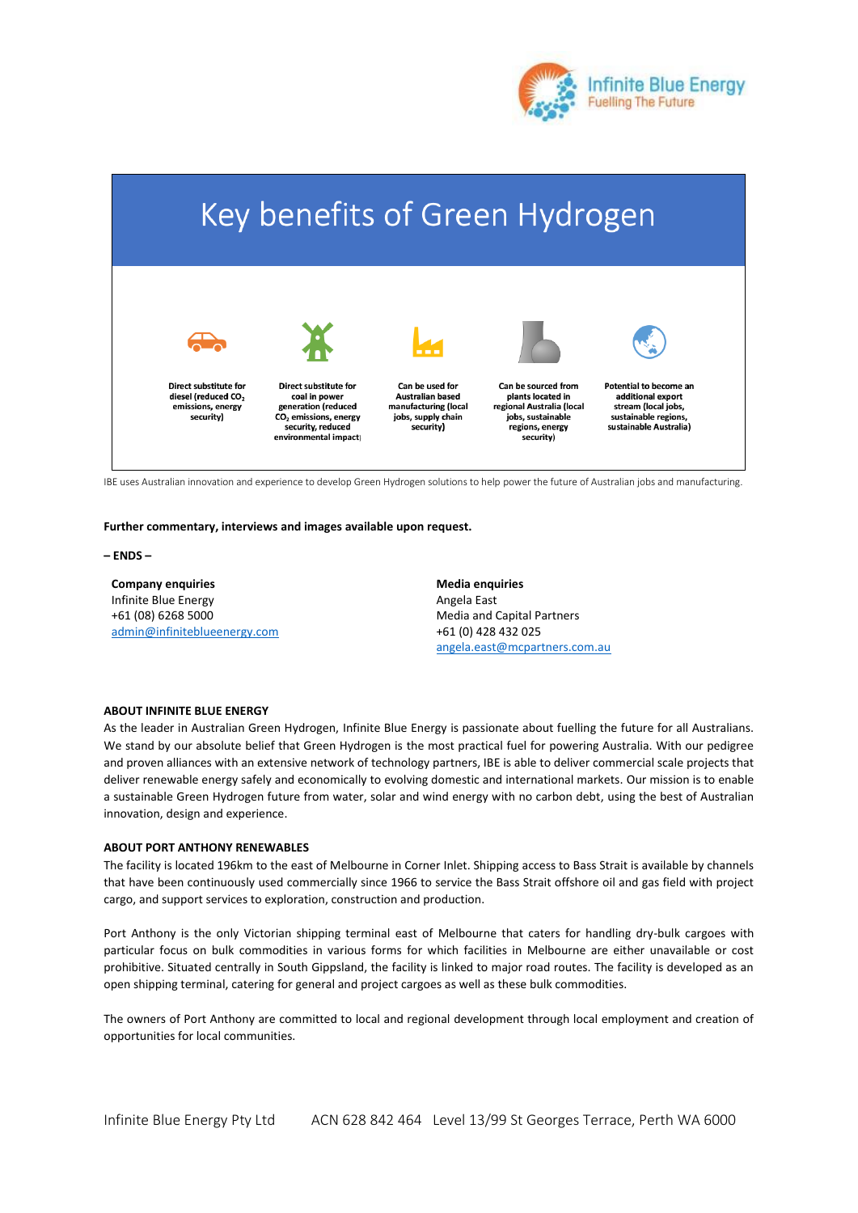# Key benefits of Green Hydrogen

| | | | | |
|---|---|---|---|---|
| **Direct substitute for diesel (reduced $CO_2$ emissions, energy security)** | **Direct substitute for coal in power generation (reduced $CO_2$ emissions, energy security, reduced environmental impact)** | **Can be used for Australian based manufacturing (local jobs, supply chain security)** | **Can be sourced from plants located in regional Australia (local jobs, sustainable regions, energy security)** | **Potential to become an additional export stream (local jobs, sustainable regions, sustainable Australia)** |

IBE uses Australian innovation and experience to develop Green Hydrogen solutions to help power the future of Australian jobs and manufacturing.

**Further commentary, interviews and images available upon request.**

**– ENDS –**

**Company enquiries**
Infinite Blue Energy
+61 (08) 6268 5000
admin@infiniteblueenergy.com

**Media enquiries**
Angela East
Media and Capital Partners
+61 (0) 428 432 025
angela.east@mcpartners.com.au

**ABOUT INFINITE BLUE ENERGY**

As the leader in Australian Green Hydrogen, Infinite Blue Energy is passionate about fuelling the future for all Australians. We stand by our absolute belief that Green Hydrogen is the most practical fuel for powering Australia. With our pedigree and proven alliances with an extensive network of technology partners, IBE is able to deliver commercial scale projects that deliver renewable energy safely and economically to evolving domestic and international markets. Our mission is to enable a sustainable Green Hydrogen future from water, solar and wind energy with no carbon debt, using the best of Australian innovation, design and experience.

**ABOUT PORT ANTHONY RENEWABLES**

The facility is located 196km to the east of Melbourne in Corner Inlet. Shipping access to Bass Strait is available by channels that have been continuously used commercially since 1966 to service the Bass Strait offshore oil and gas field with project cargo, and support services to exploration, construction and production.

Port Anthony is the only Victorian shipping terminal east of Melbourne that caters for handling dry-bulk cargoes with particular focus on bulk commodities in various forms for which facilities in Melbourne are either unavailable or cost prohibitive. Situated centrally in South Gippsland, the facility is linked to major road routes. The facility is developed as an open shipping terminal, catering for general and project cargoes as well as these bulk commodities.

The owners of Port Anthony are committed to local and regional development through local employment and creation of opportunities for local communities.

Infinite Blue Energy Pty Ltd ACN 628 842 464 Level 13/99 St Georges Terrace, Perth WA 6000